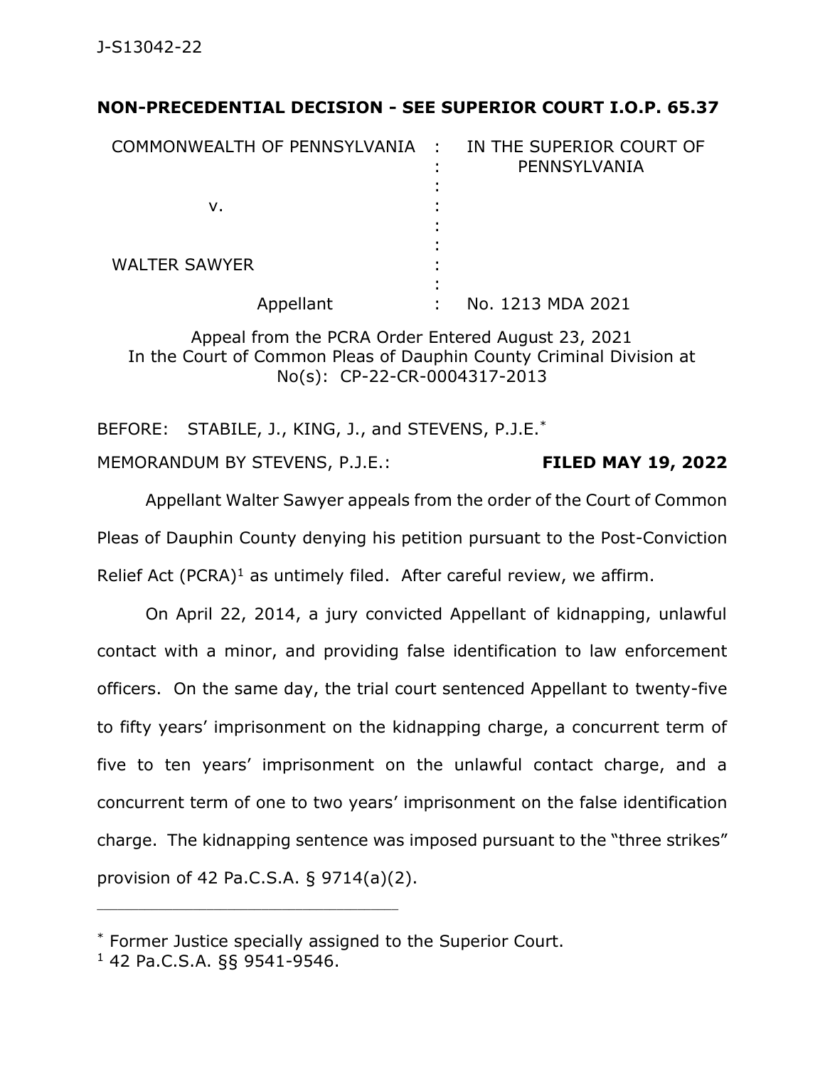J-S13042-22

**NON-PRECEDENTIAL DECISION - SEE SUPERIOR COURT I.O.P. 65.37**

| | | |
|---|---|---|
| COMMONWEALTH OF PENNSYLVANIA | : | IN THE SUPERIOR COURT OF PENNSYLVANIA |
| v. | : | |
| WALTER SAWYER | : | |
| Appellant | : | No. 1213 MDA 2021 |

Appeal from the PCRA Order Entered August 23, 2021
In the Court of Common Pleas of Dauphin County Criminal Division at No(s): CP-22-CR-0004317-2013

BEFORE: STABILE, J., KING, J., and STEVENS, P.J.E.*

MEMORANDUM BY STEVENS, P.J.E.: **FILED MAY 19, 2022**

Appellant Walter Sawyer appeals from the order of the Court of Common Pleas of Dauphin County denying his petition pursuant to the Post-Conviction Relief Act (PCRA)[1] as untimely filed. After careful review, we affirm.

On April 22, 2014, a jury convicted Appellant of kidnapping, unlawful contact with a minor, and providing false identification to law enforcement officers. On the same day, the trial court sentenced Appellant to twenty-five to fifty years' imprisonment on the kidnapping charge, a concurrent term of five to ten years' imprisonment on the unlawful contact charge, and a concurrent term of one to two years' imprisonment on the false identification charge. The kidnapping sentence was imposed pursuant to the "three strikes" provision of 42 Pa.C.S.A. § 9714(a)(2).

---

* Former Justice specially assigned to the Superior Court.

[1] 42 Pa.C.S.A. §§ 9541-9546.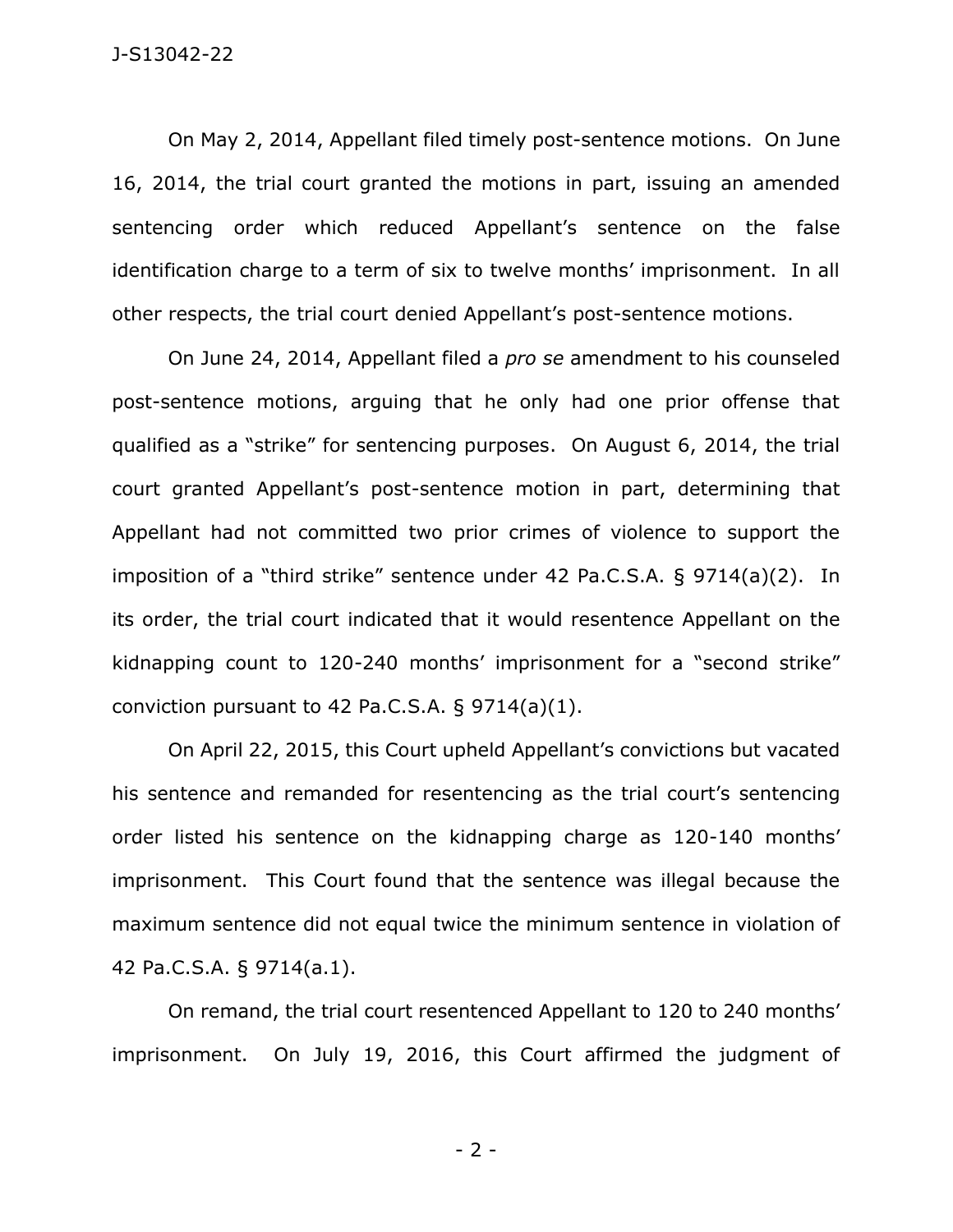On May 2, 2014, Appellant filed timely post-sentence motions. On June 16, 2014, the trial court granted the motions in part, issuing an amended sentencing order which reduced Appellant's sentence on the false identification charge to a term of six to twelve months' imprisonment. In all other respects, the trial court denied Appellant's post-sentence motions.

On June 24, 2014, Appellant filed a *pro se* amendment to his counseled post-sentence motions, arguing that he only had one prior offense that qualified as a "strike" for sentencing purposes. On August 6, 2014, the trial court granted Appellant's post-sentence motion in part, determining that Appellant had not committed two prior crimes of violence to support the imposition of a "third strike" sentence under 42 Pa.C.S.A. § 9714(a)(2). In its order, the trial court indicated that it would resentence Appellant on the kidnapping count to 120-240 months' imprisonment for a "second strike" conviction pursuant to 42 Pa.C.S.A. § 9714(a)(1).

On April 22, 2015, this Court upheld Appellant's convictions but vacated his sentence and remanded for resentencing as the trial court's sentencing order listed his sentence on the kidnapping charge as 120-140 months' imprisonment. This Court found that the sentence was illegal because the maximum sentence did not equal twice the minimum sentence in violation of 42 Pa.C.S.A. § 9714(a.1).

On remand, the trial court resentenced Appellant to 120 to 240 months' imprisonment. On July 19, 2016, this Court affirmed the judgment of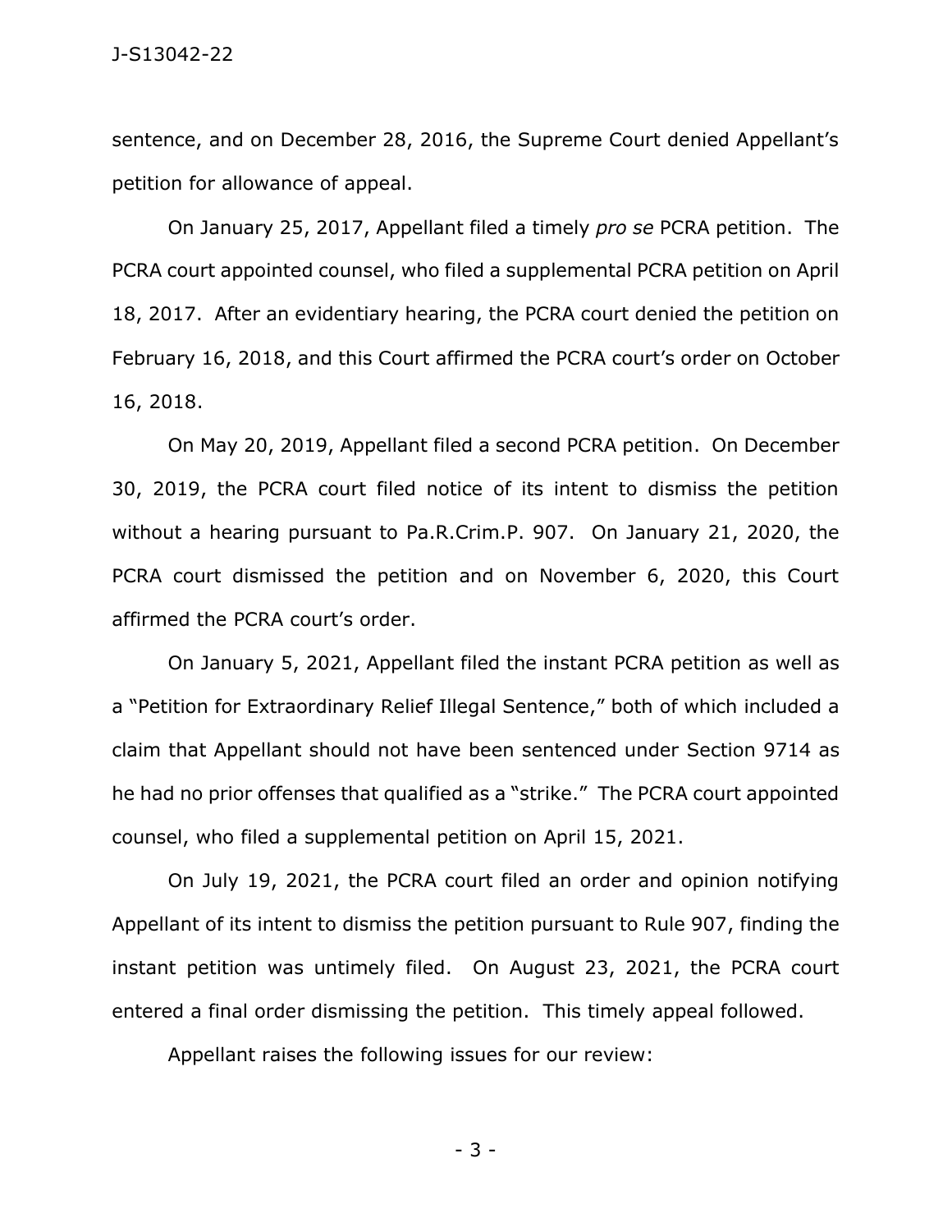sentence, and on December 28, 2016, the Supreme Court denied Appellant's petition for allowance of appeal.

On January 25, 2017, Appellant filed a timely *pro se* PCRA petition. The PCRA court appointed counsel, who filed a supplemental PCRA petition on April 18, 2017. After an evidentiary hearing, the PCRA court denied the petition on February 16, 2018, and this Court affirmed the PCRA court's order on October 16, 2018.

On May 20, 2019, Appellant filed a second PCRA petition. On December 30, 2019, the PCRA court filed notice of its intent to dismiss the petition without a hearing pursuant to Pa.R.Crim.P. 907. On January 21, 2020, the PCRA court dismissed the petition and on November 6, 2020, this Court affirmed the PCRA court's order.

On January 5, 2021, Appellant filed the instant PCRA petition as well as a "Petition for Extraordinary Relief Illegal Sentence," both of which included a claim that Appellant should not have been sentenced under Section 9714 as he had no prior offenses that qualified as a "strike." The PCRA court appointed counsel, who filed a supplemental petition on April 15, 2021.

On July 19, 2021, the PCRA court filed an order and opinion notifying Appellant of its intent to dismiss the petition pursuant to Rule 907, finding the instant petition was untimely filed. On August 23, 2021, the PCRA court entered a final order dismissing the petition. This timely appeal followed.

Appellant raises the following issues for our review: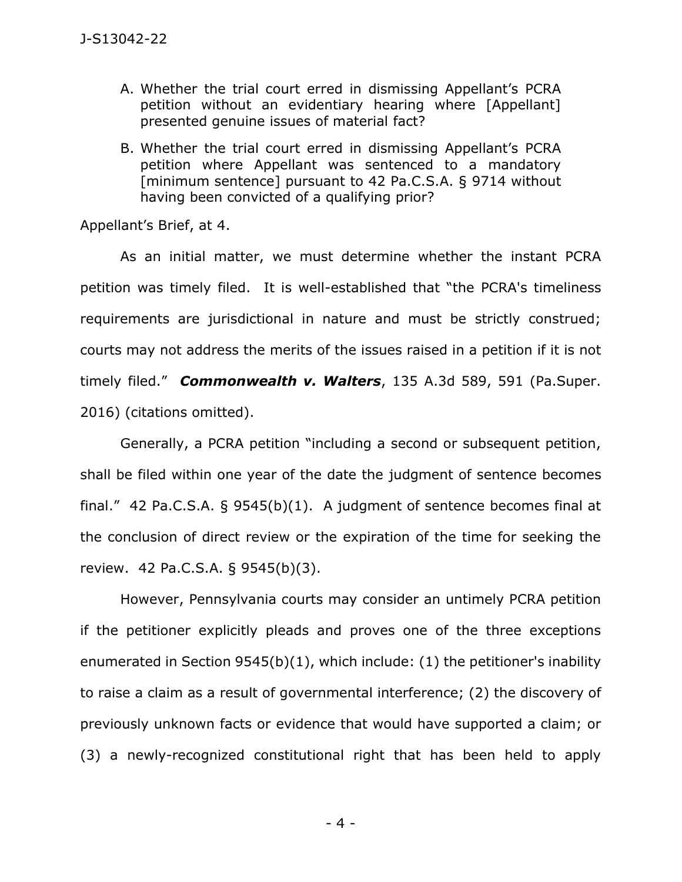A. Whether the trial court erred in dismissing Appellant's PCRA petition without an evidentiary hearing where [Appellant] presented genuine issues of material fact?

B. Whether the trial court erred in dismissing Appellant's PCRA petition where Appellant was sentenced to a mandatory [minimum sentence] pursuant to 42 Pa.C.S.A. § 9714 without having been convicted of a qualifying prior?

Appellant's Brief, at 4.

As an initial matter, we must determine whether the instant PCRA petition was timely filed. It is well-established that "the PCRA's timeliness requirements are jurisdictional in nature and must be strictly construed; courts may not address the merits of the issues raised in a petition if it is not timely filed." ***Commonwealth v. Walters***, 135 A.3d 589, 591 (Pa.Super. 2016) (citations omitted).

Generally, a PCRA petition "including a second or subsequent petition, shall be filed within one year of the date the judgment of sentence becomes final." 42 Pa.C.S.A. § 9545(b)(1). A judgment of sentence becomes final at the conclusion of direct review or the expiration of the time for seeking the review. 42 Pa.C.S.A. § 9545(b)(3).

However, Pennsylvania courts may consider an untimely PCRA petition if the petitioner explicitly pleads and proves one of the three exceptions enumerated in Section 9545(b)(1), which include: (1) the petitioner's inability to raise a claim as a result of governmental interference; (2) the discovery of previously unknown facts or evidence that would have supported a claim; or (3) a newly-recognized constitutional right that has been held to apply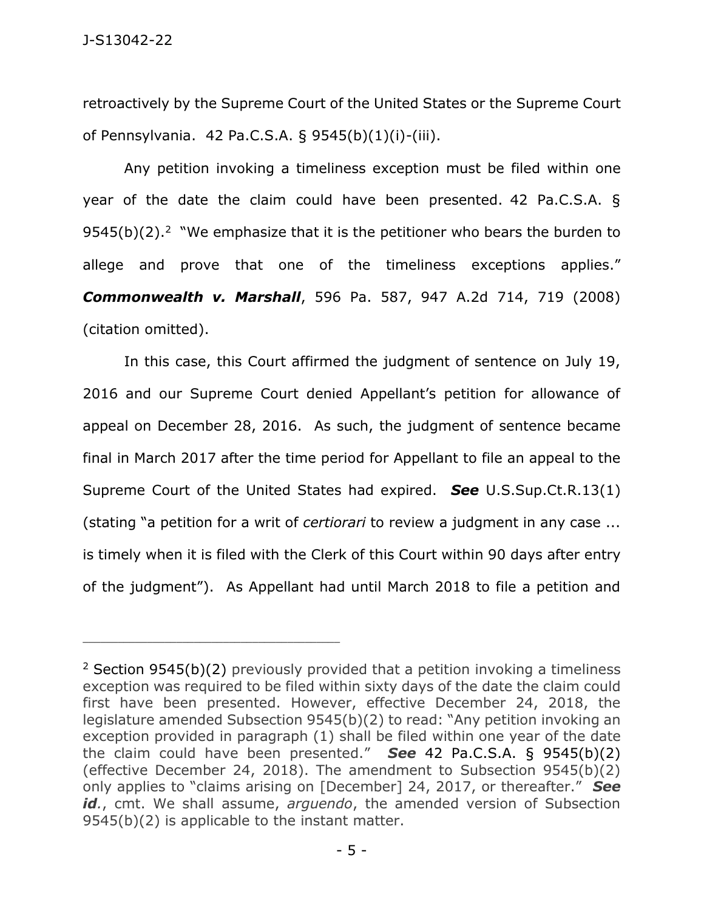retroactively by the Supreme Court of the United States or the Supreme Court of Pennsylvania. 42 Pa.C.S.A. § 9545(b)(1)(i)-(iii).

Any petition invoking a timeliness exception must be filed within one year of the date the claim could have been presented. 42 Pa.C.S.A. § 9545(b)(2).[2] "We emphasize that it is the petitioner who bears the burden to allege and prove that one of the timeliness exceptions applies." ***Commonwealth v. Marshall***, 596 Pa. 587, 947 A.2d 714, 719 (2008) (citation omitted).

In this case, this Court affirmed the judgment of sentence on July 19, 2016 and our Supreme Court denied Appellant's petition for allowance of appeal on December 28, 2016. As such, the judgment of sentence became final in March 2017 after the time period for Appellant to file an appeal to the Supreme Court of the United States had expired. ***See*** U.S.Sup.Ct.R.13(1) (stating "a petition for a writ of *certiorari* to review a judgment in any case ... is timely when it is filed with the Clerk of this Court within 90 days after entry of the judgment"). As Appellant had until March 2018 to file a petition and

---

[2] Section 9545(b)(2) previously provided that a petition invoking a timeliness exception was required to be filed within sixty days of the date the claim could first have been presented. However, effective December 24, 2018, the legislature amended Subsection 9545(b)(2) to read: "Any petition invoking an exception provided in paragraph (1) shall be filed within one year of the date the claim could have been presented." ***See*** 42 Pa.C.S.A. § 9545(b)(2) (effective December 24, 2018). The amendment to Subsection 9545(b)(2) only applies to "claims arising on [December] 24, 2017, or thereafter." ***See id.***, cmt. We shall assume, *arguendo*, the amended version of Subsection 9545(b)(2) is applicable to the instant matter.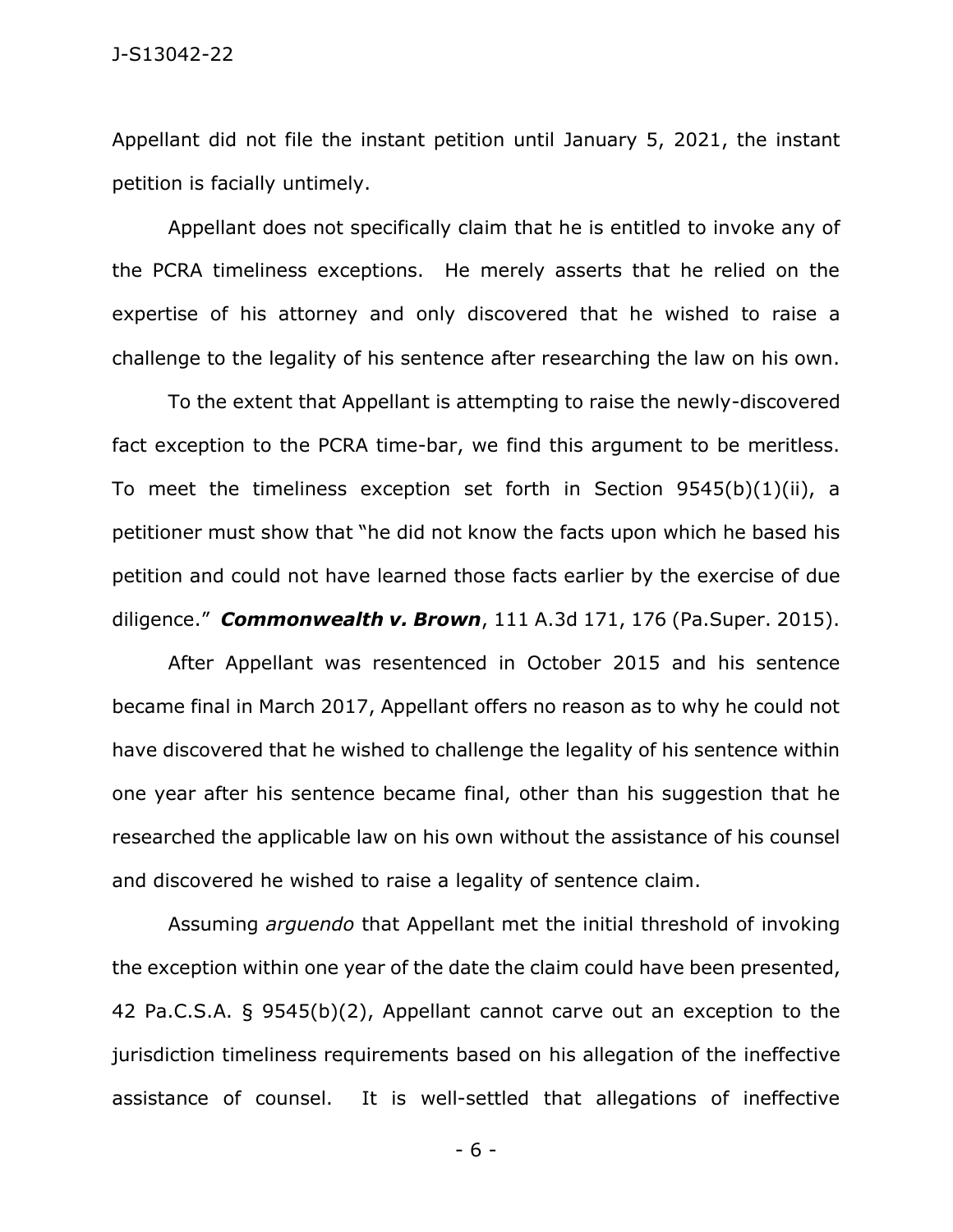Appellant did not file the instant petition until January 5, 2021, the instant petition is facially untimely.

Appellant does not specifically claim that he is entitled to invoke any of the PCRA timeliness exceptions. He merely asserts that he relied on the expertise of his attorney and only discovered that he wished to raise a challenge to the legality of his sentence after researching the law on his own.

To the extent that Appellant is attempting to raise the newly-discovered fact exception to the PCRA time-bar, we find this argument to be meritless. To meet the timeliness exception set forth in Section 9545(b)(1)(ii), a petitioner must show that "he did not know the facts upon which he based his petition and could not have learned those facts earlier by the exercise of due diligence." ***Commonwealth v. Brown***, 111 A.3d 171, 176 (Pa.Super. 2015).

After Appellant was resentenced in October 2015 and his sentence became final in March 2017, Appellant offers no reason as to why he could not have discovered that he wished to challenge the legality of his sentence within one year after his sentence became final, other than his suggestion that he researched the applicable law on his own without the assistance of his counsel and discovered he wished to raise a legality of sentence claim.

Assuming *arguendo* that Appellant met the initial threshold of invoking the exception within one year of the date the claim could have been presented, 42 Pa.C.S.A. § 9545(b)(2), Appellant cannot carve out an exception to the jurisdiction timeliness requirements based on his allegation of the ineffective assistance of counsel. It is well-settled that allegations of ineffective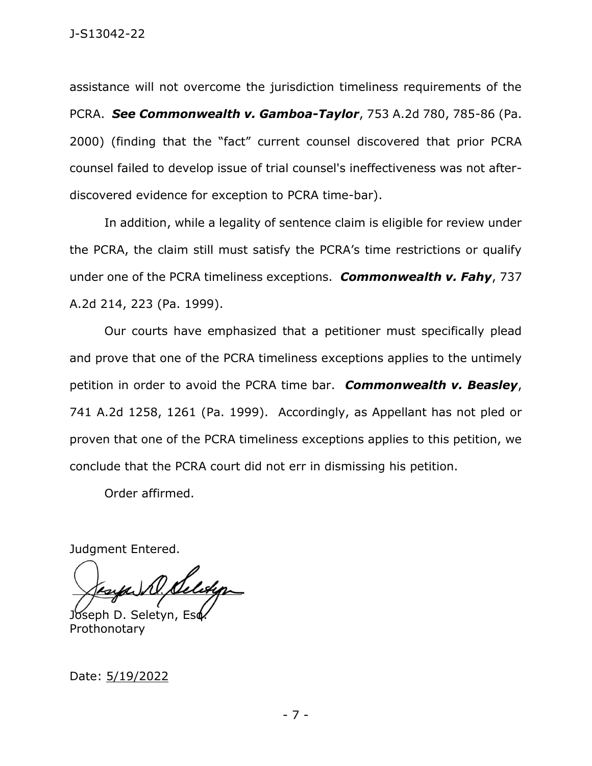assistance will not overcome the jurisdiction timeliness requirements of the PCRA. ***See Commonwealth v. Gamboa-Taylor***, 753 A.2d 780, 785-86 (Pa. 2000) (finding that the "fact" current counsel discovered that prior PCRA counsel failed to develop issue of trial counsel's ineffectiveness was not after-discovered evidence for exception to PCRA time-bar).

In addition, while a legality of sentence claim is eligible for review under the PCRA, the claim still must satisfy the PCRA's time restrictions or qualify under one of the PCRA timeliness exceptions. ***Commonwealth v. Fahy***, 737 A.2d 214, 223 (Pa. 1999).

Our courts have emphasized that a petitioner must specifically plead and prove that one of the PCRA timeliness exceptions applies to the untimely petition in order to avoid the PCRA time bar. ***Commonwealth v. Beasley***, 741 A.2d 1258, 1261 (Pa. 1999). Accordingly, as Appellant has not pled or proven that one of the PCRA timeliness exceptions applies to this petition, we conclude that the PCRA court did not err in dismissing his petition.

Order affirmed.

Judgment Entered.

Joseph D. Seletyn, Esq.
Prothonotary

Date: 5/19/2022